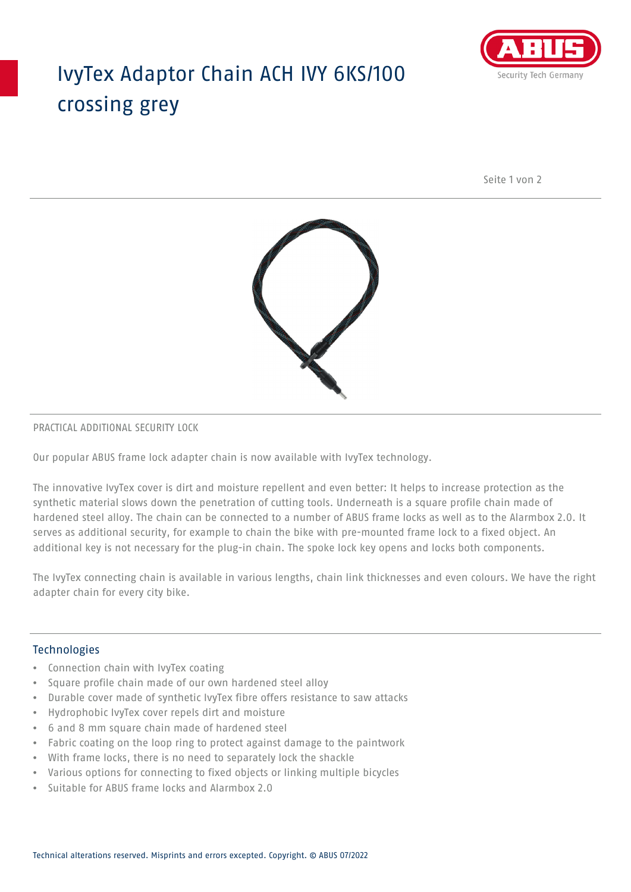# IvyTex Adaptor Chain ACH IVY 6KS/100 crossing grey

PRACTICAL ADDITIONAL SECURITY LOCK

Our popular ABUS frame lock adapter chain is now available with IvyTex technology.

The innovative IvyTex cover is dirt and moisture repellent and even better: It helps to increase protection as the synthetic material slows down the penetration of cutting tools. Underneath is a square profile chain made of hardened steel alloy. The chain can be connected to a number of ABUS frame locks as well as to the Alarmbox 2.0. It serves as additional security, for example to chain the bike with pre-mounted frame lock to a fixed object. An additional key is not necessary for the plug-in chain. The spoke lock key opens and locks both components.

The IvyTex connecting chain is available in various lengths, chain link thicknesses and even colours. We have the right adapter chain for every city bike.

## Technologies

- Connection chain with IvyTex coating
- Square profile chain made of our own hardened steel alloy
- Durable cover made of synthetic IvyTex fibre offers resistance to saw attacks
- Hydrophobic IvyTex cover repels dirt and moisture
- 6 and 8 mm square chain made of hardened steel
- Fabric coating on the loop ring to protect against damage to the paintwork
- With frame locks, there is no need to separately lock the shackle
- Various options for connecting to fixed objects or linking multiple bicycles
- Suitable for ABUS frame locks and Alarmbox 2.0

Technical alterations reserved. Misprints and errors excepted. Copyright. © ABUS 07/2022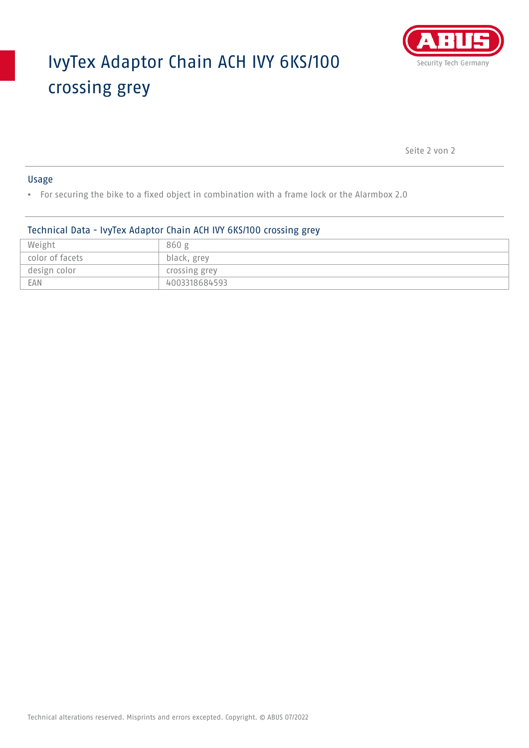# IvyTex Adaptor Chain ACH IVY 6KS/100 crossing grey

## Usage

- For securing the bike to a fixed object in combination with a frame lock or the Alarmbox 2.0

## Technical Data - IvyTex Adaptor Chain ACH IVY 6KS/100 crossing grey

| | |
|---|---|
| Weight | 860 g |
| color of facets | black, grey |
| design color | crossing grey |
| EAN | 4003318684593 |

Technical alterations reserved. Misprints and errors excepted. Copyright. © ABUS 07/2022